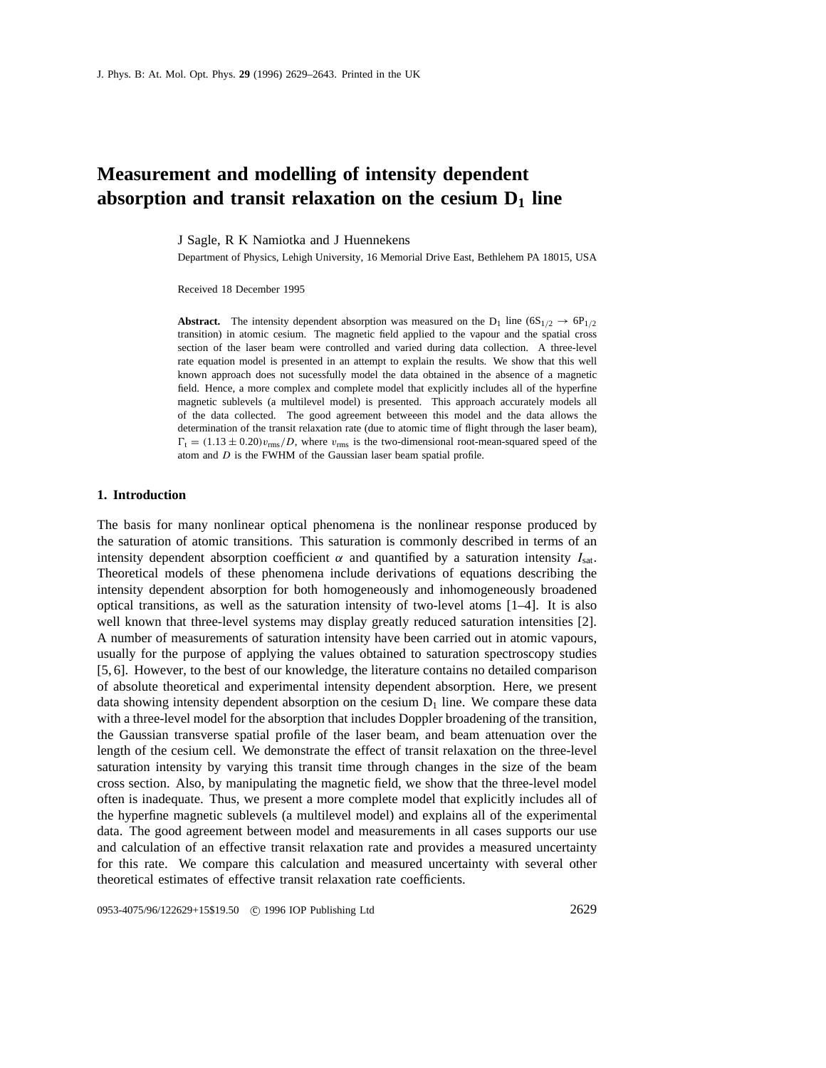# Measurement and modelling of intensity dependent absorption and transit relaxation on the cesium $D_1$ line

J Sagle, R K Namiotka and J Huennekens

Department of Physics, Lehigh University, 16 Memorial Drive East, Bethlehem PA 18015, USA

Received 18 December 1995

**Abstract.** The intensity dependent absorption was measured on the $D_1$ line ($6S_{1/2} \rightarrow 6P_{1/2}$ transition) in atomic cesium. The magnetic field applied to the vapour and the spatial cross section of the laser beam were controlled and varied during data collection. A three-level rate equation model is presented in an attempt to explain the results. We show that this well known approach does not sucessfully model the data obtained in the absence of a magnetic field. Hence, a more complex and complete model that explicitly includes all of the hyperfine magnetic sublevels (a multilevel model) is presented. This approach accurately models all of the data collected. The good agreement betweeen this model and the data allows the determination of the transit relaxation rate (due to atomic time of flight through the laser beam), $\Gamma_t = (1.13 \pm 0.20)v_{rms}/D$, where $v_{rms}$ is the two-dimensional root-mean-squared speed of the atom and $D$ is the FWHM of the Gaussian laser beam spatial profile.

## 1. Introduction

The basis for many nonlinear optical phenomena is the nonlinear response produced by the saturation of atomic transitions. This saturation is commonly described in terms of an intensity dependent absorption coefficient $\alpha$ and quantified by a saturation intensity $I_{sat}$. Theoretical models of these phenomena include derivations of equations describing the intensity dependent absorption for both homogeneously and inhomogeneously broadened optical transitions, as well as the saturation intensity of two-level atoms [1–4]. It is also well known that three-level systems may display greatly reduced saturation intensities [2]. A number of measurements of saturation intensity have been carried out in atomic vapours, usually for the purpose of applying the values obtained to saturation spectroscopy studies [5, 6]. However, to the best of our knowledge, the literature contains no detailed comparison of absolute theoretical and experimental intensity dependent absorption. Here, we present data showing intensity dependent absorption on the cesium $D_1$ line. We compare these data with a three-level model for the absorption that includes Doppler broadening of the transition, the Gaussian transverse spatial profile of the laser beam, and beam attenuation over the length of the cesium cell. We demonstrate the effect of transit relaxation on the three-level saturation intensity by varying this transit time through changes in the size of the beam cross section. Also, by manipulating the magnetic field, we show that the three-level model often is inadequate. Thus, we present a more complete model that explicitly includes all of the hyperfine magnetic sublevels (a multilevel model) and explains all of the experimental data. The good agreement between model and measurements in all cases supports our use and calculation of an effective transit relaxation rate and provides a measured uncertainty for this rate. We compare this calculation and measured uncertainty with several other theoretical estimates of effective transit relaxation rate coefficients.

0953-4075/96/122629+15$19.50 © 1996 IOP Publishing Ltd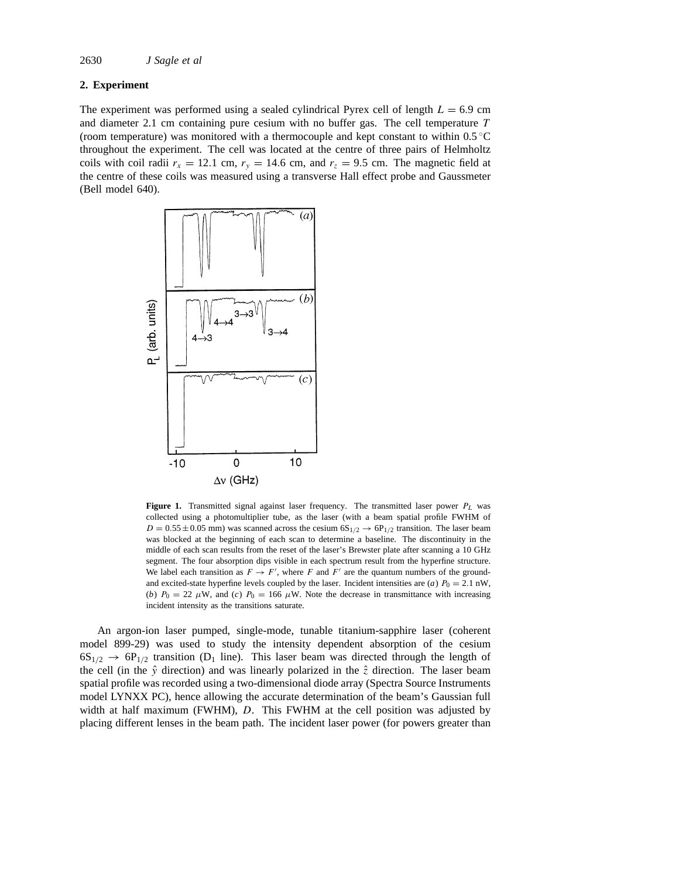## 2. Experiment

The experiment was performed using a sealed cylindrical Pyrex cell of length $L = 6.9$ cm and diameter 2.1 cm containing pure cesium with no buffer gas. The cell temperature $T$ (room temperature) was monitored with a thermocouple and kept constant to within 0.5 °C throughout the experiment. The cell was located at the centre of three pairs of Helmholtz coils with coil radii $r_x = 12.1$ cm, $r_y = 14.6$ cm, and $r_z = 9.5$ cm. The magnetic field at the centre of these coils was measured using a transverse Hall effect probe and Gaussmeter (Bell model 640).

**Figure 1.** Transmitted signal against laser frequency. The transmitted laser power $P_L$ was collected using a photomultiplier tube, as the laser (with a beam spatial profile FWHM of $D = 0.55 \pm 0.05$ mm) was scanned across the cesium $6S_{1/2} \rightarrow 6P_{1/2}$ transition. The laser beam was blocked at the beginning of each scan to determine a baseline. The discontinuity in the middle of each scan results from the reset of the laser's Brewster plate after scanning a 10 GHz segment. The four absorption dips visible in each spectrum result from the hyperfine structure. We label each transition as $F \rightarrow F'$, where $F$ and $F'$ are the quantum numbers of the ground- and excited-state hyperfine levels coupled by the laser. Incident intensities are (*a*) $P_0 = 2.1$ nW, (*b*) $P_0 = 22$ $\mu$W, and (*c*) $P_0 = 166$ $\mu$W. Note the decrease in transmittance with increasing incident intensity as the transitions saturate.

An argon-ion laser pumped, single-mode, tunable titanium-sapphire laser (coherent model 899-29) was used to study the intensity dependent absorption of the cesium $6S_{1/2} \rightarrow 6P_{1/2}$ transition ($D_1$ line). This laser beam was directed through the length of the cell (in the $\hat{y}$ direction) and was linearly polarized in the $\hat{z}$ direction. The laser beam spatial profile was recorded using a two-dimensional diode array (Spectra Source Instruments model LYNXX PC), hence allowing the accurate determination of the beam's Gaussian full width at half maximum (FWHM), $D$. This FWHM at the cell position was adjusted by placing different lenses in the beam path. The incident laser power (for powers greater than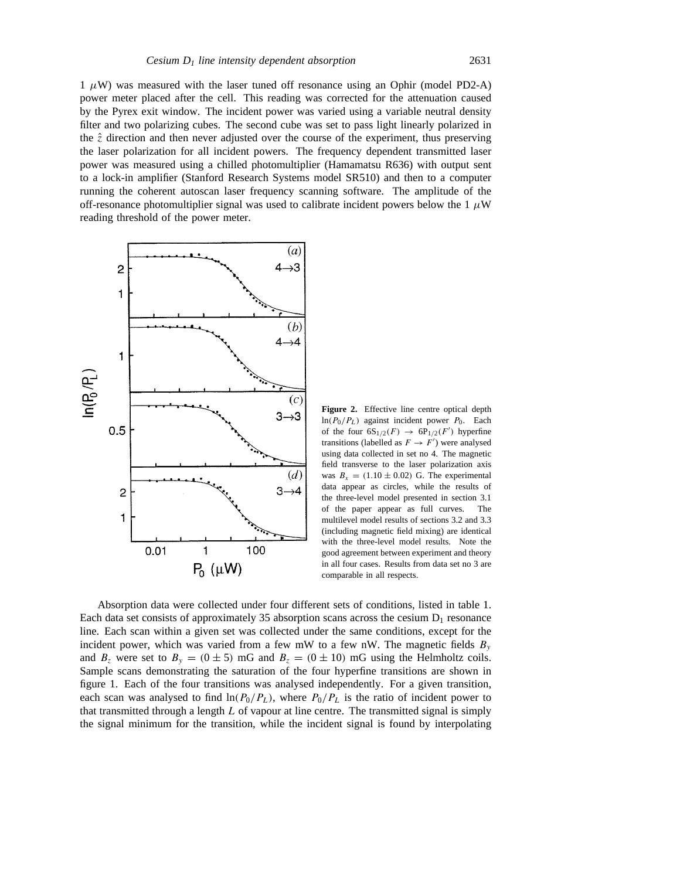1 $\mu$W) was measured with the laser tuned off resonance using an Ophir (model PD2-A) power meter placed after the cell. This reading was corrected for the attenuation caused by the Pyrex exit window. The incident power was varied using a variable neutral density filter and two polarizing cubes. The second cube was set to pass light linearly polarized in the $\hat{z}$ direction and then never adjusted over the course of the experiment, thus preserving the laser polarization for all incident powers. The frequency dependent transmitted laser power was measured using a chilled photomultiplier (Hamamatsu R636) with output sent to a lock-in amplifier (Stanford Research Systems model SR510) and then to a computer running the coherent autoscan laser frequency scanning software. The amplitude of the off-resonance photomultiplier signal was used to calibrate incident powers below the 1 $\mu$W reading threshold of the power meter.

**Figure 2.** Effective line centre optical depth $\ln(P_0/P_L)$ against incident power $P_0$. Each of the four $6S_{1/2}(F) \rightarrow 6P_{1/2}(F')$ hyperfine transitions (labelled as $F \rightarrow F'$) were analysed using data collected in set no 4. The magnetic field transverse to the laser polarization axis was $B_x = (1.10 \pm 0.02)$ G. The experimental data appear as circles, while the results of the three-level model presented in section 3.1 of the paper appear as full curves. The multilevel model results of sections 3.2 and 3.3 (including magnetic field mixing) are identical with the three-level model results. Note the good agreement between experiment and theory in all four cases. Results from data set no 3 are comparable in all respects.

Absorption data were collected under four different sets of conditions, listed in table 1. Each data set consists of approximately 35 absorption scans across the cesium $D_1$ resonance line. Each scan within a given set was collected under the same conditions, except for the incident power, which was varied from a few mW to a few nW. The magnetic fields $B_y$ and $B_z$ were set to $B_y = (0 \pm 5)$ mG and $B_z = (0 \pm 10)$ mG using the Helmholtz coils. Sample scans demonstrating the saturation of the four hyperfine transitions are shown in figure 1. Each of the four transitions was analysed independently. For a given transition, each scan was analysed to find $\ln(P_0/P_L)$, where $P_0/P_L$ is the ratio of incident power to that transmitted through a length $L$ of vapour at line centre. The transmitted signal is simply the signal minimum for the transition, while the incident signal is found by interpolating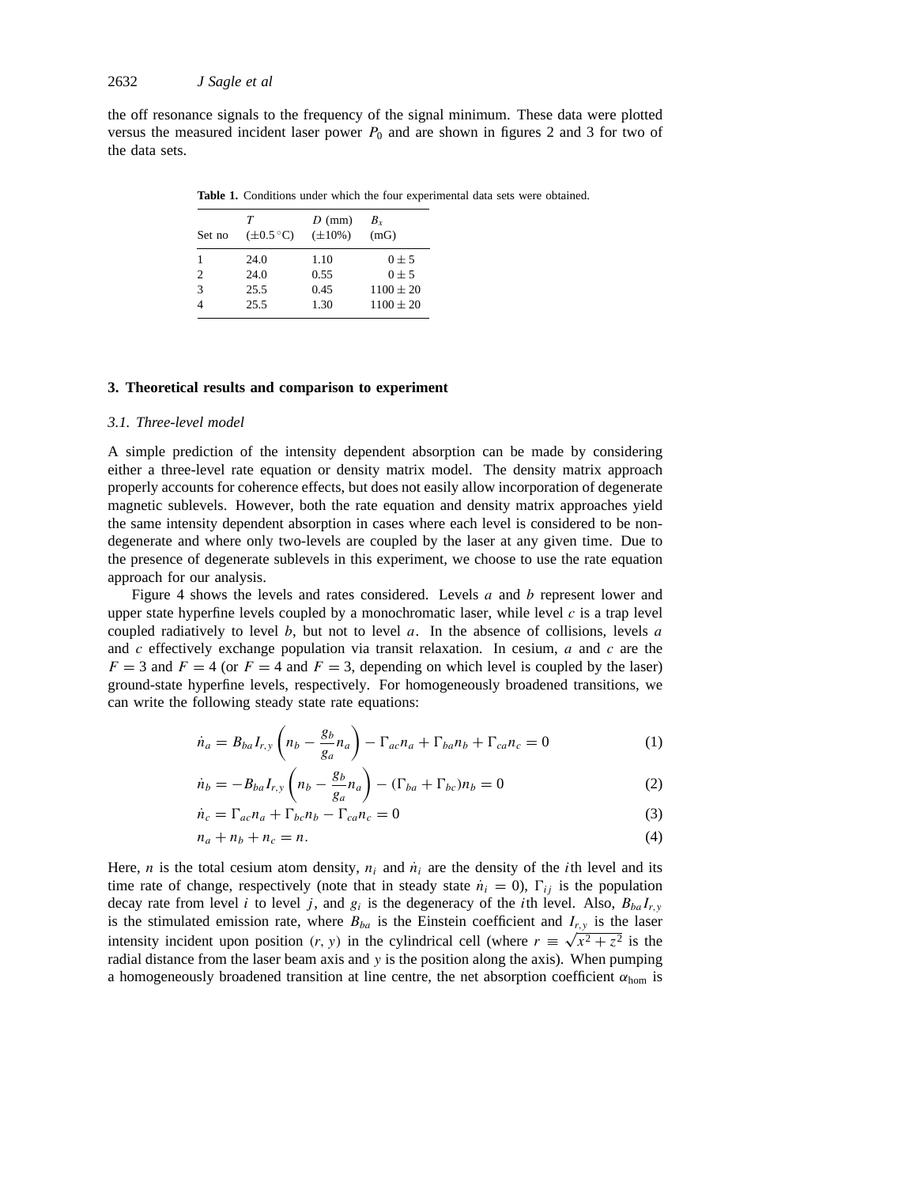the off resonance signals to the frequency of the signal minimum. These data were plotted versus the measured incident laser power $P_0$ and are shown in figures 2 and 3 for two of the data sets.

**Table 1.** Conditions under which the four experimental data sets were obtained.

| Set no | $T$ ($\pm 0.5\,^{\circ}$C) | $D$ (mm) ($\pm 10\%$) | $B_x$ (mG) |
|---|---|---|---|
| 1 | 24.0 | 1.10 | $0 \pm 5$ |
| 2 | 24.0 | 0.55 | $0 \pm 5$ |
| 3 | 25.5 | 0.45 | $1100 \pm 20$ |
| 4 | 25.5 | 1.30 | $1100 \pm 20$ |

## 3. Theoretical results and comparison to experiment

### 3.1. Three-level model

A simple prediction of the intensity dependent absorption can be made by considering either a three-level rate equation or density matrix model. The density matrix approach properly accounts for coherence effects, but does not easily allow incorporation of degenerate magnetic sublevels. However, both the rate equation and density matrix approaches yield the same intensity dependent absorption in cases where each level is considered to be non-degenerate and where only two-levels are coupled by the laser at any given time. Due to the presence of degenerate sublevels in this experiment, we choose to use the rate equation approach for our analysis.

Figure 4 shows the levels and rates considered. Levels $a$ and $b$ represent lower and upper state hyperfine levels coupled by a monochromatic laser, while level $c$ is a trap level coupled radiatively to level $b$, but not to level $a$. In the absence of collisions, levels $a$ and $c$ effectively exchange population via transit relaxation. In cesium, $a$ and $c$ are the $F = 3$ and $F = 4$ (or $F = 4$ and $F = 3$, depending on which level is coupled by the laser) ground-state hyperfine levels, respectively. For homogeneously broadened transitions, we can write the following steady state rate equations:

$$\dot{n}_a = B_{ba} I_{r,y} \left( n_b - \frac{g_b}{g_a} n_a \right) - \Gamma_{ac} n_a + \Gamma_{ba} n_b + \Gamma_{ca} n_c = 0 \tag{1}$$

$$\dot{n}_b = -B_{ba} I_{r,y} \left( n_b - \frac{g_b}{g_a} n_a \right) - (\Gamma_{ba} + \Gamma_{bc}) n_b = 0 \tag{2}$$

$$\dot{n}_c = \Gamma_{ac} n_a + \Gamma_{bc} n_b - \Gamma_{ca} n_c = 0 \tag{3}$$

$$n_a + n_b + n_c = n. \tag{4}$$

Here, $n$ is the total cesium atom density, $n_i$ and $\dot{n}_i$ are the density of the $i$th level and its time rate of change, respectively (note that in steady state $\dot{n}_i = 0$), $\Gamma_{ij}$ is the population decay rate from level $i$ to level $j$, and $g_i$ is the degeneracy of the $i$th level. Also, $B_{ba} I_{r,y}$ is the stimulated emission rate, where $B_{ba}$ is the Einstein coefficient and $I_{r,y}$ is the laser intensity incident upon position $(r, y)$ in the cylindrical cell (where $r \equiv \sqrt{x^2 + z^2}$ is the radial distance from the laser beam axis and $y$ is the position along the axis). When pumping a homogeneously broadened transition at line centre, the net absorption coefficient $\alpha_{\text{hom}}$ is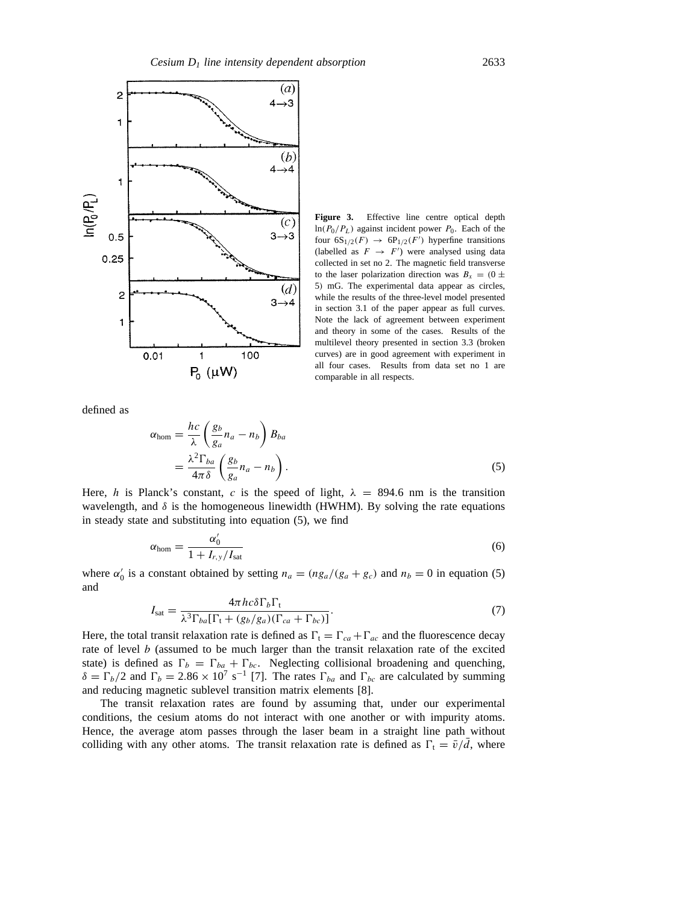**Figure 3.** Effective line centre optical depth $\ln(P_0/P_L)$ against incident power $P_0$. Each of the four $6S_{1/2}(F) \rightarrow 6P_{1/2}(F')$ hyperfine transitions (labelled as $F \rightarrow F'$) were analysed using data collected in set no 2. The magnetic field transverse to the laser polarization direction was $B_x = (0 \pm 5)$ mG. The experimental data appear as circles, while the results of the three-level model presented in section 3.1 of the paper appear as full curves. Note the lack of agreement between experiment and theory in some of the cases. Results of the multilevel theory presented in section 3.3 (broken curves) are in good agreement with experiment in all four cases. Results from data set no 1 are comparable in all respects.

defined as

$$\alpha_{\mathrm{hom}} = \frac{hc}{\lambda}\left(\frac{g_b}{g_a}n_a - n_b\right)B_{ba} = \frac{\lambda^2\Gamma_{ba}}{4\pi\delta}\left(\frac{g_b}{g_a}n_a - n_b\right). \tag{5}$$

Here, $h$ is Planck's constant, $c$ is the speed of light, $\lambda = 894.6$ nm is the transition wavelength, and $\delta$ is the homogeneous linewidth (HWHM). By solving the rate equations in steady state and substituting into equation (5), we find

$$\alpha_{\mathrm{hom}} = \frac{\alpha_0'}{1 + I_{r,y}/I_{\mathrm{sat}}} \tag{6}$$

where $\alpha_0'$ is a constant obtained by setting $n_a = (ng_a/(g_a + g_c)$ and $n_b = 0$ in equation (5) and

$$I_{\mathrm{sat}} = \frac{4\pi hc\delta\Gamma_b\Gamma_{\mathrm{t}}}{\lambda^3\Gamma_{ba}[\Gamma_{\mathrm{t}} + (g_b/g_a)(\Gamma_{ca} + \Gamma_{bc})]}. \tag{7}$$

Here, the total transit relaxation rate is defined as $\Gamma_{\mathrm{t}} = \Gamma_{ca} + \Gamma_{ac}$ and the fluorescence decay rate of level $b$ (assumed to be much larger than the transit relaxation rate of the excited state) is defined as $\Gamma_b = \Gamma_{ba} + \Gamma_{bc}$. Neglecting collisional broadening and quenching, $\delta = \Gamma_b/2$ and $\Gamma_b = 2.86 \times 10^7\ \mathrm{s}^{-1}$ [7]. The rates $\Gamma_{ba}$ and $\Gamma_{bc}$ are calculated by summing and reducing magnetic sublevel transition matrix elements [8].

The transit relaxation rates are found by assuming that, under our experimental conditions, the cesium atoms do not interact with one another or with impurity atoms. Hence, the average atom passes through the laser beam in a straight line path without colliding with any other atoms. The transit relaxation rate is defined as $\Gamma_{\mathrm{t}} = \bar{v}/\bar{d}$, where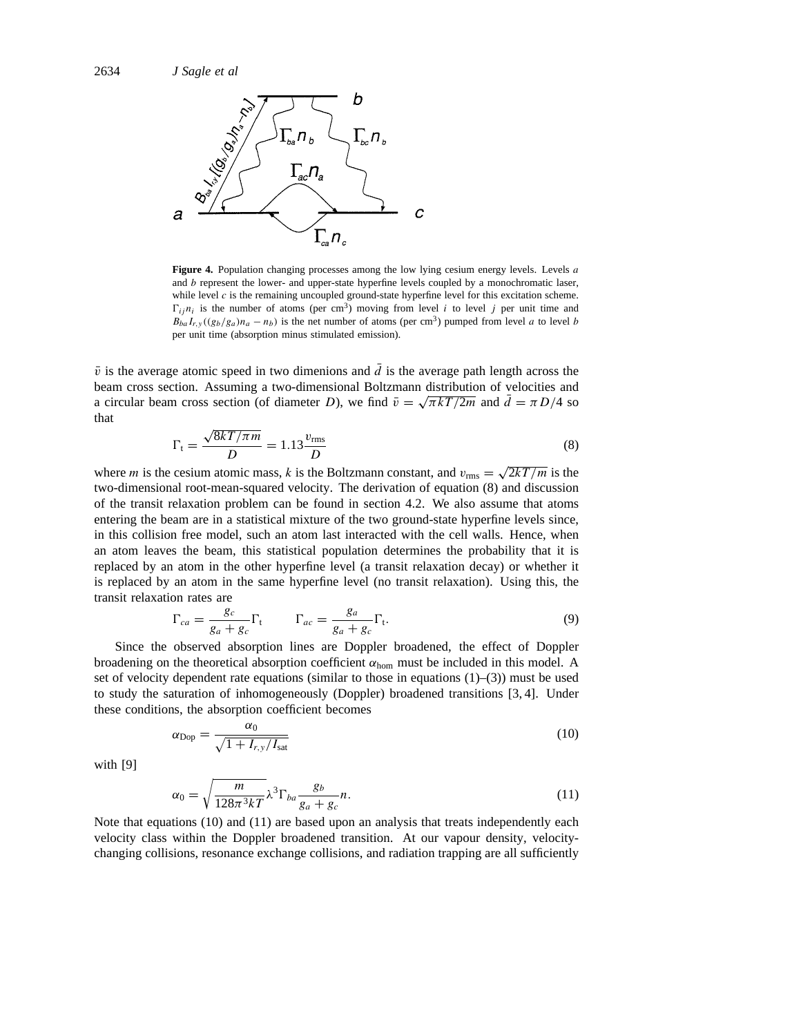**Figure 4.** Population changing processes among the low lying cesium energy levels. Levels $a$ and $b$ represent the lower- and upper-state hyperfine levels coupled by a monochromatic laser, while level $c$ is the remaining uncoupled ground-state hyperfine level for this excitation scheme. $\Gamma_{ij}n_i$ is the number of atoms (per cm$^3$) moving from level $i$ to level $j$ per unit time and $B_{ba}I_{r,y}((g_b/g_a)n_a - n_b)$ is the net number of atoms (per cm$^3$) pumped from level $a$ to level $b$ per unit time (absorption minus stimulated emission).

$\bar{v}$ is the average atomic speed in two dimenions and $\bar{d}$ is the average path length across the beam cross section. Assuming a two-dimensional Boltzmann distribution of velocities and a circular beam cross section (of diameter $D$), we find $\bar{v} = \sqrt{\pi kT/2m}$ and $\bar{d} = \pi D/4$ so that

$$\Gamma_t = \frac{\sqrt{8kT/\pi m}}{D} = 1.13\frac{v_{\rm rms}}{D} \tag{8}$$

where $m$ is the cesium atomic mass, $k$ is the Boltzmann constant, and $v_{\rm rms} = \sqrt{2kT/m}$ is the two-dimensional root-mean-squared velocity. The derivation of equation (8) and discussion of the transit relaxation problem can be found in section 4.2. We also assume that atoms entering the beam are in a statistical mixture of the two ground-state hyperfine levels since, in this collision free model, such an atom last interacted with the cell walls. Hence, when an atom leaves the beam, this statistical population determines the probability that it is replaced by an atom in the other hyperfine level (a transit relaxation decay) or whether it is replaced by an atom in the same hyperfine level (no transit relaxation). Using this, the transit relaxation rates are

$$\Gamma_{ca} = \frac{g_c}{g_a + g_c}\Gamma_t \qquad \Gamma_{ac} = \frac{g_a}{g_a + g_c}\Gamma_t. \tag{9}$$

Since the observed absorption lines are Doppler broadened, the effect of Doppler broadening on the theoretical absorption coefficient $\alpha_{\rm hom}$ must be included in this model. A set of velocity dependent rate equations (similar to those in equations (1)–(3)) must be used to study the saturation of inhomogeneously (Doppler) broadened transitions [3, 4]. Under these conditions, the absorption coefficient becomes

$$\alpha_{\rm Dop} = \frac{\alpha_0}{\sqrt{1 + I_{r,y}/I_{\rm sat}}} \tag{10}$$

with [9]

$$\alpha_0 = \sqrt{\frac{m}{128\pi^3 kT}}\lambda^3\Gamma_{ba}\frac{g_b}{g_a + g_c}n. \tag{11}$$

Note that equations (10) and (11) are based upon an analysis that treats independently each velocity class within the Doppler broadened transition. At our vapour density, velocity-changing collisions, resonance exchange collisions, and radiation trapping are all sufficiently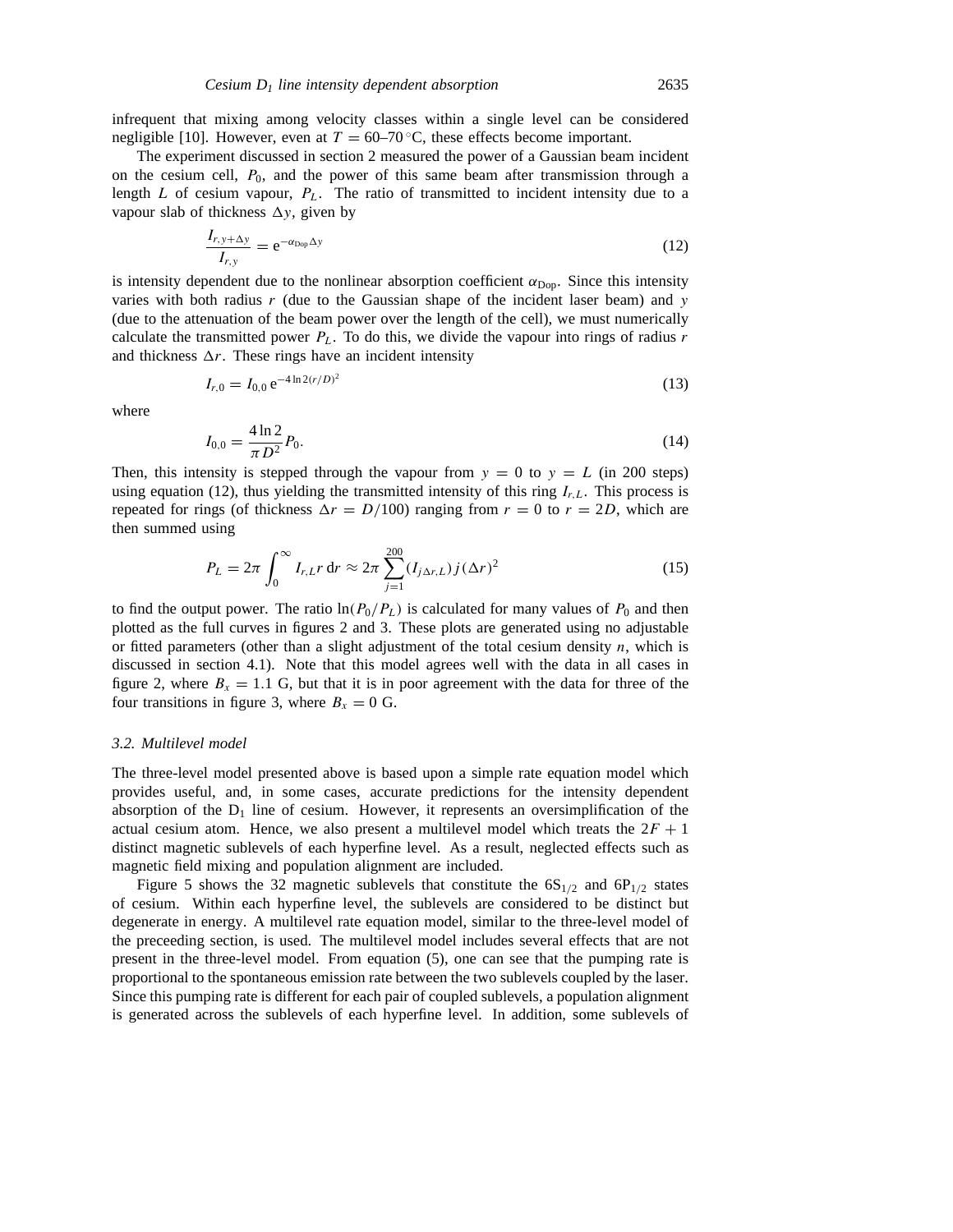infrequent that mixing among velocity classes within a single level can be considered negligible [10]. However, even at $T = 60$–$70\,^{\circ}$C, these effects become important.

The experiment discussed in section 2 measured the power of a Gaussian beam incident on the cesium cell, $P_0$, and the power of this same beam after transmission through a length $L$ of cesium vapour, $P_L$. The ratio of transmitted to incident intensity due to a vapour slab of thickness $\Delta y$, given by

$$\frac{I_{r,y+\Delta y}}{I_{r,y}} = \mathrm{e}^{-\alpha_{\mathrm{Dop}}\Delta y} \tag{12}$$

is intensity dependent due to the nonlinear absorption coefficient $\alpha_{\mathrm{Dop}}$. Since this intensity varies with both radius $r$ (due to the Gaussian shape of the incident laser beam) and $y$ (due to the attenuation of the beam power over the length of the cell), we must numerically calculate the transmitted power $P_L$. To do this, we divide the vapour into rings of radius $r$ and thickness $\Delta r$. These rings have an incident intensity

$$I_{r,0} = I_{0,0}\,\mathrm{e}^{-4\ln 2(r/D)^2} \tag{13}$$

where

$$I_{0,0} = \frac{4\ln 2}{\pi D^2}P_0. \tag{14}$$

Then, this intensity is stepped through the vapour from $y = 0$ to $y = L$ (in 200 steps) using equation (12), thus yielding the transmitted intensity of this ring $I_{r,L}$. This process is repeated for rings (of thickness $\Delta r = D/100$) ranging from $r = 0$ to $r = 2D$, which are then summed using

$$P_L = 2\pi\int_0^{\infty} I_{r,L}r\,\mathrm{d}r \approx 2\pi\sum_{j=1}^{200}(I_{j\Delta r,L})\,j(\Delta r)^2 \tag{15}$$

to find the output power. The ratio $\ln(P_0/P_L)$ is calculated for many values of $P_0$ and then plotted as the full curves in figures 2 and 3. These plots are generated using no adjustable or fitted parameters (other than a slight adjustment of the total cesium density $n$, which is discussed in section 4.1). Note that this model agrees well with the data in all cases in figure 2, where $B_x = 1.1$ G, but that it is in poor agreement with the data for three of the four transitions in figure 3, where $B_x = 0$ G.

### *3.2. Multilevel model*

The three-level model presented above is based upon a simple rate equation model which provides useful, and, in some cases, accurate predictions for the intensity dependent absorption of the $D_1$ line of cesium. However, it represents an oversimplification of the actual cesium atom. Hence, we also present a multilevel model which treats the $2F + 1$ distinct magnetic sublevels of each hyperfine level. As a result, neglected effects such as magnetic field mixing and population alignment are included.

Figure 5 shows the 32 magnetic sublevels that constitute the $6S_{1/2}$ and $6P_{1/2}$ states of cesium. Within each hyperfine level, the sublevels are considered to be distinct but degenerate in energy. A multilevel rate equation model, similar to the three-level model of the preceeding section, is used. The multilevel model includes several effects that are not present in the three-level model. From equation (5), one can see that the pumping rate is proportional to the spontaneous emission rate between the two sublevels coupled by the laser. Since this pumping rate is different for each pair of coupled sublevels, a population alignment is generated across the sublevels of each hyperfine level. In addition, some sublevels of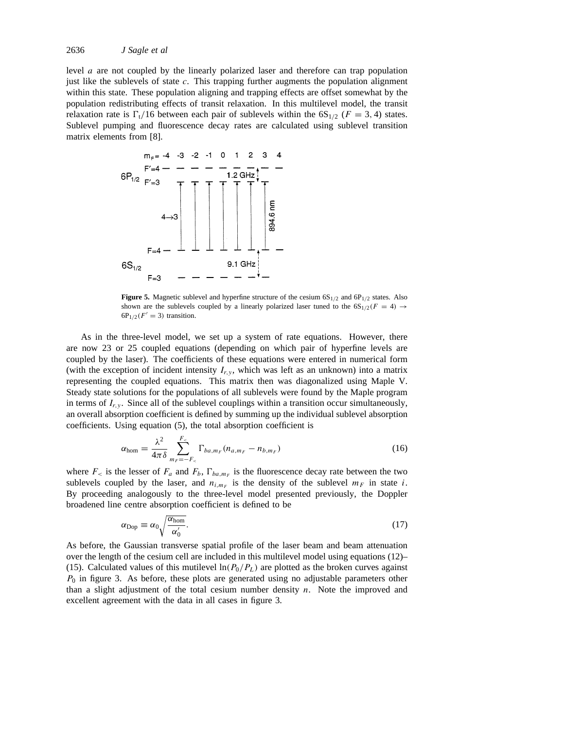level $a$ are not coupled by the linearly polarized laser and therefore can trap population just like the sublevels of state $c$. This trapping further augments the population alignment within this state. These population aligning and trapping effects are offset somewhat by the population redistributing effects of transit relaxation. In this multilevel model, the transit relaxation rate is $\Gamma_t/16$ between each pair of sublevels within the $6S_{1/2}$ ($F = 3, 4$) states. Sublevel pumping and fluorescence decay rates are calculated using sublevel transition matrix elements from [8].

**Figure 5.** Magnetic sublevel and hyperfine structure of the cesium $6S_{1/2}$ and $6P_{1/2}$ states. Also shown are the sublevels coupled by a linearly polarized laser tuned to the $6S_{1/2}(F = 4) \rightarrow 6P_{1/2}(F' = 3)$ transition.

As in the three-level model, we set up a system of rate equations. However, there are now 23 or 25 coupled equations (depending on which pair of hyperfine levels are coupled by the laser). The coefficients of these equations were entered in numerical form (with the exception of incident intensity $I_{r,y}$, which was left as an unknown) into a matrix representing the coupled equations. This matrix then was diagonalized using Maple V. Steady state solutions for the populations of all sublevels were found by the Maple program in terms of $I_{r,y}$. Since all of the sublevel couplings within a transition occur simultaneously, an overall absorption coefficient is defined by summing up the individual sublevel absorption coefficients. Using equation (5), the total absorption coefficient is

$$\alpha_{\text{hom}} = \frac{\lambda^2}{4\pi\delta} \sum_{m_F=-F_<}^{F_<} \Gamma_{ba,m_F}(n_{a,m_F} - n_{b,m_F}) \tag{16}$$

where $F_<$ is the lesser of $F_a$ and $F_b$, $\Gamma_{ba,m_F}$ is the fluorescence decay rate between the two sublevels coupled by the laser, and $n_{i,m_F}$ is the density of the sublevel $m_F$ in state $i$. By proceeding analogously to the three-level model presented previously, the Doppler broadened line centre absorption coefficient is defined to be

$$\alpha_{\text{Dop}} \equiv \alpha_0 \sqrt{\frac{\alpha_{\text{hom}}}{\alpha_0'}}. \tag{17}$$

As before, the Gaussian transverse spatial profile of the laser beam and beam attenuation over the length of the cesium cell are included in this multilevel model using equations (12)–(15). Calculated values of this mutilevel $\ln(P_0/P_L)$ are plotted as the broken curves against $P_0$ in figure 3. As before, these plots are generated using no adjustable parameters other than a slight adjustment of the total cesium number density $n$. Note the improved and excellent agreement with the data in all cases in figure 3.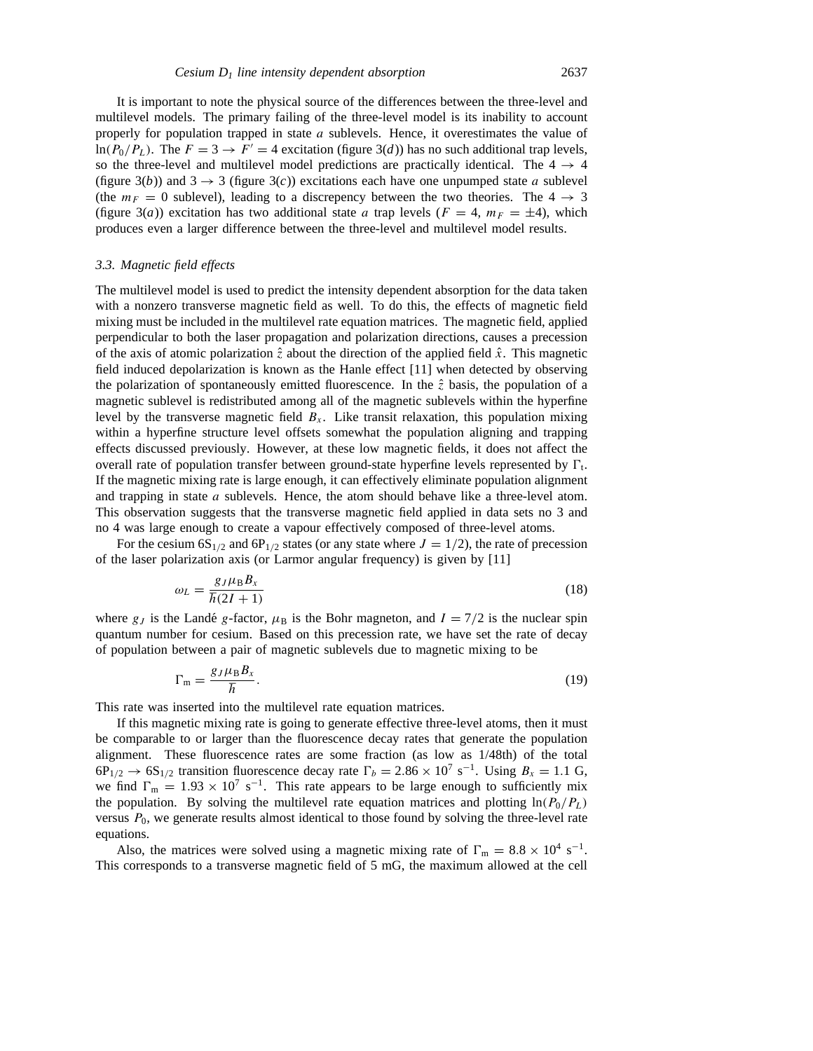It is important to note the physical source of the differences between the three-level and multilevel models. The primary failing of the three-level model is its inability to account properly for population trapped in state $a$ sublevels. Hence, it overestimates the value of $\ln(P_0/P_L)$. The $F = 3 \rightarrow F' = 4$ excitation (figure 3($d$)) has no such additional trap levels, so the three-level and multilevel model predictions are practically identical. The $4 \rightarrow 4$ (figure 3($b$)) and $3 \rightarrow 3$ (figure 3($c$)) excitations each have one unpumped state $a$ sublevel (the $m_F = 0$ sublevel), leading to a discrepency between the two theories. The $4 \rightarrow 3$ (figure 3($a$)) excitation has two additional state $a$ trap levels ($F = 4$, $m_F = \pm 4$), which produces even a larger difference between the three-level and multilevel model results.

### 3.3. Magnetic field effects

The multilevel model is used to predict the intensity dependent absorption for the data taken with a nonzero transverse magnetic field as well. To do this, the effects of magnetic field mixing must be included in the multilevel rate equation matrices. The magnetic field, applied perpendicular to both the laser propagation and polarization directions, causes a precession of the axis of atomic polarization $\hat{z}$ about the direction of the applied field $\hat{x}$. This magnetic field induced depolarization is known as the Hanle effect [11] when detected by observing the polarization of spontaneously emitted fluorescence. In the $\hat{z}$ basis, the population of a magnetic sublevel is redistributed among all of the magnetic sublevels within the hyperfine level by the transverse magnetic field $B_x$. Like transit relaxation, this population mixing within a hyperfine structure level offsets somewhat the population aligning and trapping effects discussed previously. However, at these low magnetic fields, it does not affect the overall rate of population transfer between ground-state hyperfine levels represented by $\Gamma_t$. If the magnetic mixing rate is large enough, it can effectively eliminate population alignment and trapping in state $a$ sublevels. Hence, the atom should behave like a three-level atom. This observation suggests that the transverse magnetic field applied in data sets no 3 and no 4 was large enough to create a vapour effectively composed of three-level atoms.

For the cesium $6S_{1/2}$ and $6P_{1/2}$ states (or any state where $J = 1/2$), the rate of precession of the laser polarization axis (or Larmor angular frequency) is given by [11]

$$\omega_L = \frac{g_J \mu_B B_x}{\hbar(2I + 1)} \tag{18}$$

where $g_J$ is the Landé $g$-factor, $\mu_B$ is the Bohr magneton, and $I = 7/2$ is the nuclear spin quantum number for cesium. Based on this precession rate, we have set the rate of decay of population between a pair of magnetic sublevels due to magnetic mixing to be

$$\Gamma_m = \frac{g_J \mu_B B_x}{\hbar}. \tag{19}$$

This rate was inserted into the multilevel rate equation matrices.

If this magnetic mixing rate is going to generate effective three-level atoms, then it must be comparable to or larger than the fluorescence decay rates that generate the population alignment. These fluorescence rates are some fraction (as low as 1/48th) of the total $6P_{1/2} \rightarrow 6S_{1/2}$ transition fluorescence decay rate $\Gamma_b = 2.86 \times 10^7\ \mathrm{s}^{-1}$. Using $B_x = 1.1$ G, we find $\Gamma_m = 1.93 \times 10^7\ \mathrm{s}^{-1}$. This rate appears to be large enough to sufficiently mix the population. By solving the multilevel rate equation matrices and plotting $\ln(P_0/P_L)$ versus $P_0$, we generate results almost identical to those found by solving the three-level rate equations.

Also, the matrices were solved using a magnetic mixing rate of $\Gamma_m = 8.8 \times 10^4\ \mathrm{s}^{-1}$. This corresponds to a transverse magnetic field of 5 mG, the maximum allowed at the cell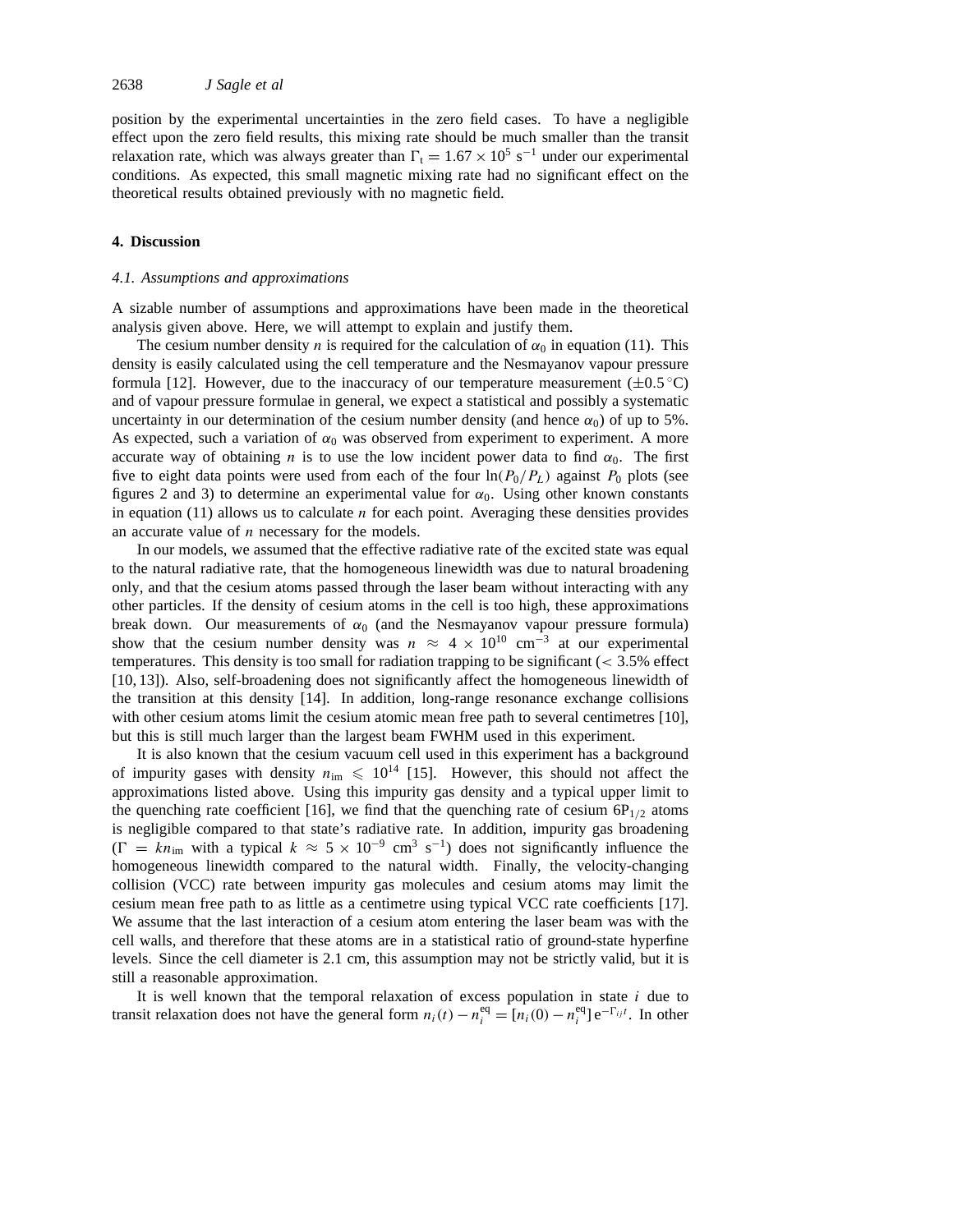position by the experimental uncertainties in the zero field cases. To have a negligible effect upon the zero field results, this mixing rate should be much smaller than the transit relaxation rate, which was always greater than $\Gamma_t = 1.67 \times 10^5$ s$^{-1}$ under our experimental conditions. As expected, this small magnetic mixing rate had no significant effect on the theoretical results obtained previously with no magnetic field.

## 4. Discussion

### *4.1. Assumptions and approximations*

A sizable number of assumptions and approximations have been made in the theoretical analysis given above. Here, we will attempt to explain and justify them.

The cesium number density $n$ is required for the calculation of $\alpha_0$ in equation (11). This density is easily calculated using the cell temperature and the Nesmayanov vapour pressure formula [12]. However, due to the inaccuracy of our temperature measurement ($\pm 0.5\,^\circ$C) and of vapour pressure formulae in general, we expect a statistical and possibly a systematic uncertainty in our determination of the cesium number density (and hence $\alpha_0$) of up to 5%. As expected, such a variation of $\alpha_0$ was observed from experiment to experiment. A more accurate way of obtaining $n$ is to use the low incident power data to find $\alpha_0$. The first five to eight data points were used from each of the four $\ln(P_0/P_L)$ against $P_0$ plots (see figures 2 and 3) to determine an experimental value for $\alpha_0$. Using other known constants in equation (11) allows us to calculate $n$ for each point. Averaging these densities provides an accurate value of $n$ necessary for the models.

In our models, we assumed that the effective radiative rate of the excited state was equal to the natural radiative rate, that the homogeneous linewidth was due to natural broadening only, and that the cesium atoms passed through the laser beam without interacting with any other particles. If the density of cesium atoms in the cell is too high, these approximations break down. Our measurements of $\alpha_0$ (and the Nesmayanov vapour pressure formula) show that the cesium number density was $n \approx 4 \times 10^{10}$ cm$^{-3}$ at our experimental temperatures. This density is too small for radiation trapping to be significant (< 3.5% effect [10, 13]). Also, self-broadening does not significantly affect the homogeneous linewidth of the transition at this density [14]. In addition, long-range resonance exchange collisions with other cesium atoms limit the cesium atomic mean free path to several centimetres [10], but this is still much larger than the largest beam FWHM used in this experiment.

It is also known that the cesium vacuum cell used in this experiment has a background of impurity gases with density $n_{\mathrm{im}} \leqslant 10^{14}$ [15]. However, this should not affect the approximations listed above. Using this impurity gas density and a typical upper limit to the quenching rate coefficient [16], we find that the quenching rate of cesium $6P_{1/2}$ atoms is negligible compared to that state's radiative rate. In addition, impurity gas broadening ($\Gamma = kn_{\mathrm{im}}$ with a typical $k \approx 5 \times 10^{-9}$ cm$^3$ s$^{-1}$) does not significantly influence the homogeneous linewidth compared to the natural width. Finally, the velocity-changing collision (VCC) rate between impurity gas molecules and cesium atoms may limit the cesium mean free path to as little as a centimetre using typical VCC rate coefficients [17]. We assume that the last interaction of a cesium atom entering the laser beam was with the cell walls, and therefore that these atoms are in a statistical ratio of ground-state hyperfine levels. Since the cell diameter is 2.1 cm, this assumption may not be strictly valid, but it is still a reasonable approximation.

It is well known that the temporal relaxation of excess population in state $i$ due to transit relaxation does not have the general form $n_i(t) - n_i^{\mathrm{eq}} = [n_i(0) - n_i^{\mathrm{eq}}]\,\mathrm{e}^{-\Gamma_{ij}t}$. In other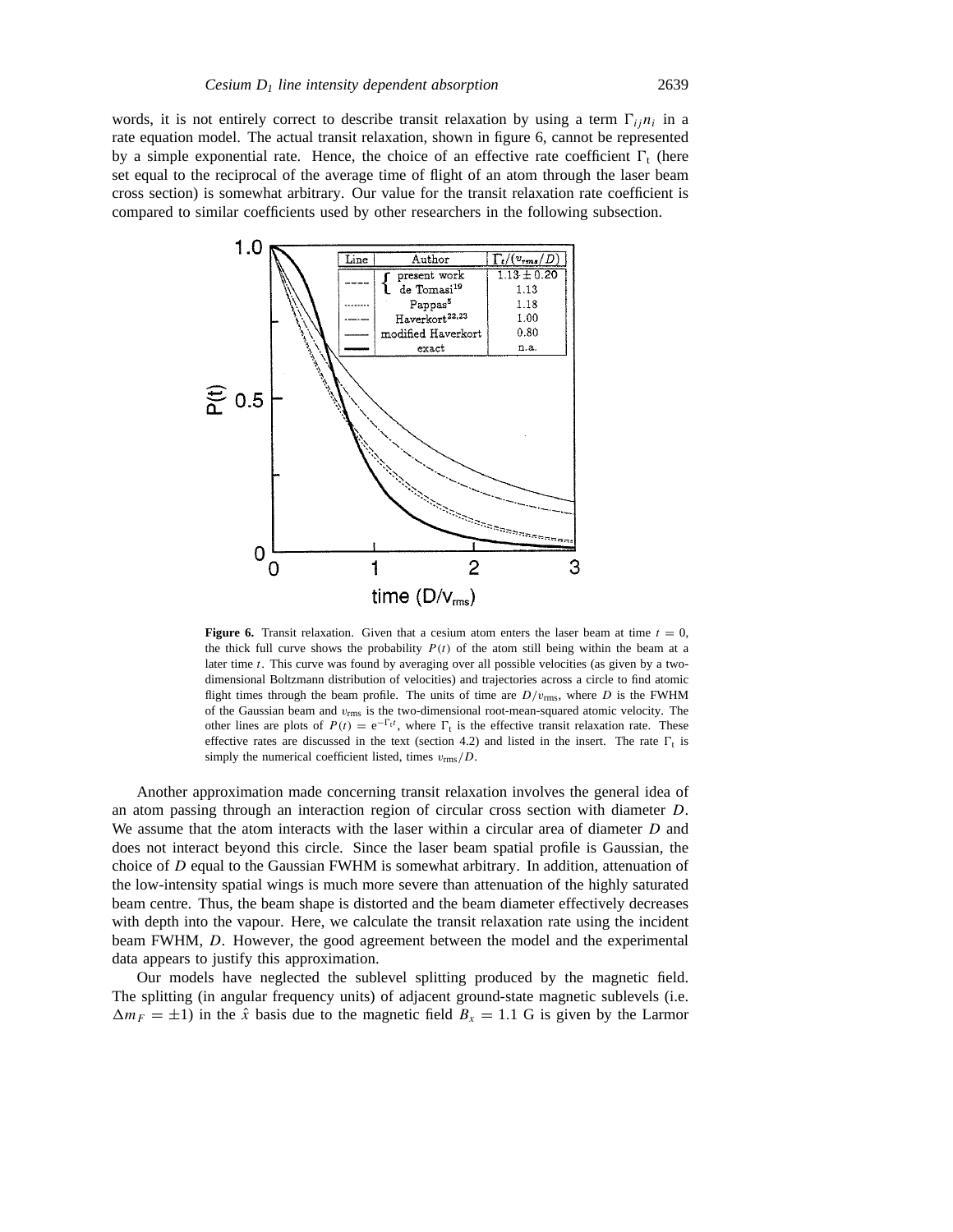words, it is not entirely correct to describe transit relaxation by using a term $\Gamma_{ij} n_i$ in a rate equation model. The actual transit relaxation, shown in figure 6, cannot be represented by a simple exponential rate. Hence, the choice of an effective rate coefficient $\Gamma_t$ (here set equal to the reciprocal of the average time of flight of an atom through the laser beam cross section) is somewhat arbitrary. Our value for the transit relaxation rate coefficient is compared to similar coefficients used by other researchers in the following subsection.

| Line | Author | $\Gamma_t/(v_{rms}/D)$ |
|---|---|---|
| ---- | present work | $1.13 \pm 0.20$ |
| ---- | de Tomasi[19] | 1.13 |
| ........ | Pappas[5] | 1.18 |
| -·-·- | Haverkort[22,23] | 1.00 |
| —— | modified Haverkort | 0.80 |
| ━━ | exact | n.a. |

**Figure 6.** Transit relaxation. Given that a cesium atom enters the laser beam at time $t = 0$, the thick full curve shows the probability $P(t)$ of the atom still being within the beam at a later time $t$. This curve was found by averaging over all possible velocities (as given by a two-dimensional Boltzmann distribution of velocities) and trajectories across a circle to find atomic flight times through the beam profile. The units of time are $D/v_{rms}$, where $D$ is the FWHM of the Gaussian beam and $v_{rms}$ is the two-dimensional root-mean-squared atomic velocity. The other lines are plots of $P(t) = e^{-\Gamma_t t}$, where $\Gamma_t$ is the effective transit relaxation rate. These effective rates are discussed in the text (section 4.2) and listed in the insert. The rate $\Gamma_t$ is simply the numerical coefficient listed, times $v_{rms}/D$.

Another approximation made concerning transit relaxation involves the general idea of an atom passing through an interaction region of circular cross section with diameter $D$. We assume that the atom interacts with the laser within a circular area of diameter $D$ and does not interact beyond this circle. Since the laser beam spatial profile is Gaussian, the choice of $D$ equal to the Gaussian FWHM is somewhat arbitrary. In addition, attenuation of the low-intensity spatial wings is much more severe than attenuation of the highly saturated beam centre. Thus, the beam shape is distorted and the beam diameter effectively decreases with depth into the vapour. Here, we calculate the transit relaxation rate using the incident beam FWHM, $D$. However, the good agreement between the model and the experimental data appears to justify this approximation.

Our models have neglected the sublevel splitting produced by the magnetic field. The splitting (in angular frequency units) of adjacent ground-state magnetic sublevels (i.e. $\Delta m_F = \pm 1$) in the $\hat{x}$ basis due to the magnetic field $B_x = 1.1$ G is given by the Larmor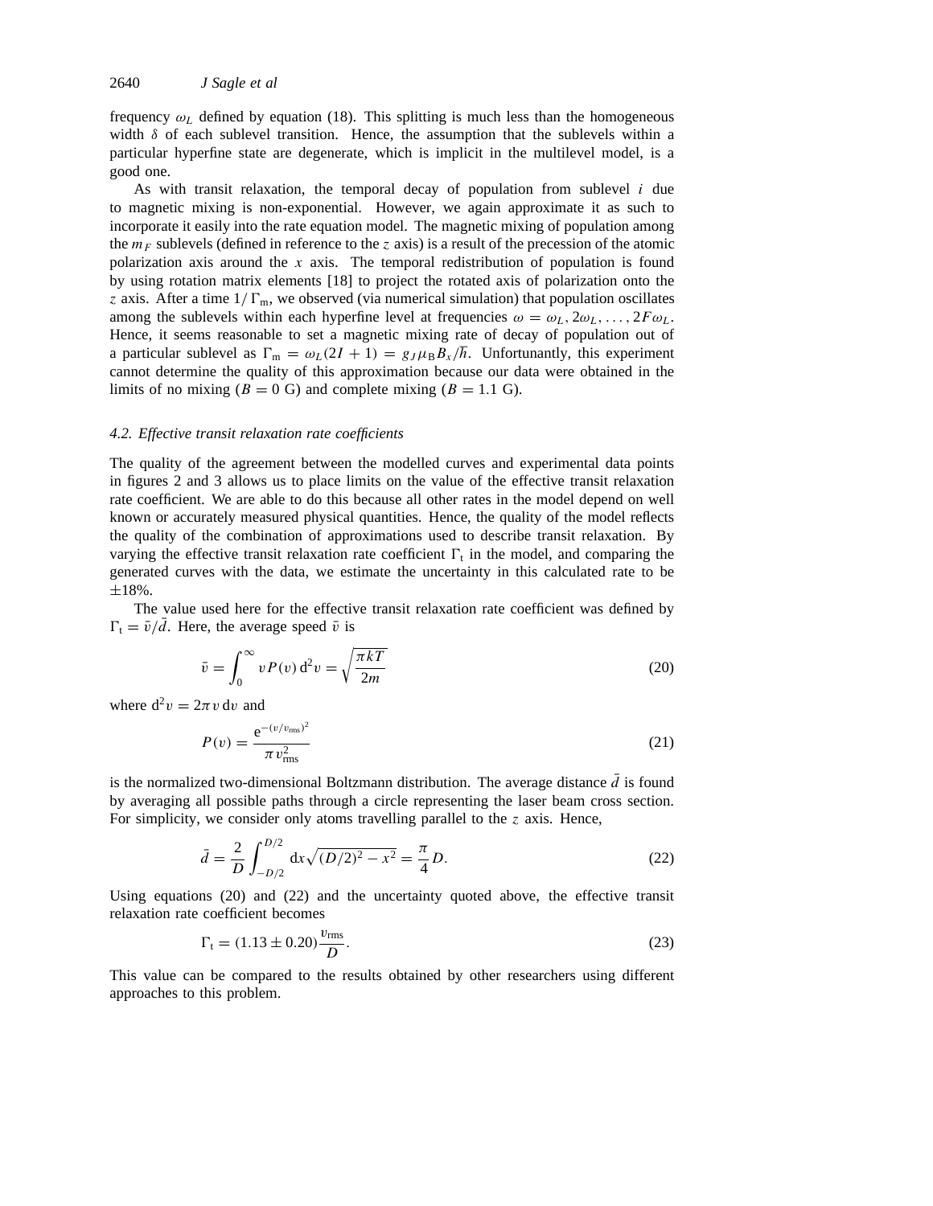frequency $\omega_L$ defined by equation (18). This splitting is much less than the homogeneous width $\delta$ of each sublevel transition. Hence, the assumption that the sublevels within a particular hyperfine state are degenerate, which is implicit in the multilevel model, is a good one.

As with transit relaxation, the temporal decay of population from sublevel $i$ due to magnetic mixing is non-exponential. However, we again approximate it as such to incorporate it easily into the rate equation model. The magnetic mixing of population among the $m_F$ sublevels (defined in reference to the $z$ axis) is a result of the precession of the atomic polarization axis around the $x$ axis. The temporal redistribution of population is found by using rotation matrix elements [18] to project the rotated axis of polarization onto the $z$ axis. After a time $1/\Gamma_m$, we observed (via numerical simulation) that population oscillates among the sublevels within each hyperfine level at frequencies $\omega = \omega_L, 2\omega_L, \ldots, 2F\omega_L$. Hence, it seems reasonable to set a magnetic mixing rate of decay of population out of a particular sublevel as $\Gamma_m = \omega_L(2I + 1) = g_J \mu_B B_x/\hbar$. Unfortunantly, this experiment cannot determine the quality of this approximation because our data were obtained in the limits of no mixing ($B = 0$ G) and complete mixing ($B = 1.1$ G).

### 4.2. *Effective transit relaxation rate coefficients*

The quality of the agreement between the modelled curves and experimental data points in figures 2 and 3 allows us to place limits on the value of the effective transit relaxation rate coefficient. We are able to do this because all other rates in the model depend on well known or accurately measured physical quantities. Hence, the quality of the model reflects the quality of the combination of approximations used to describe transit relaxation. By varying the effective transit relaxation rate coefficient $\Gamma_t$ in the model, and comparing the generated curves with the data, we estimate the uncertainty in this calculated rate to be $\pm 18\%$.

The value used here for the effective transit relaxation rate coefficient was defined by $\Gamma_t = \bar{v}/\bar{d}$. Here, the average speed $\bar{v}$ is

$$\bar{v} = \int_0^\infty v P(v)\, \mathrm{d}^2 v = \sqrt{\frac{\pi k T}{2m}} \tag{20}$$

where $\mathrm{d}^2 v = 2\pi v\, \mathrm{d}v$ and

$$P(v) = \frac{\mathrm{e}^{-(v/v_{\mathrm{rms}})^2}}{\pi v_{\mathrm{rms}}^2} \tag{21}$$

is the normalized two-dimensional Boltzmann distribution. The average distance $\bar{d}$ is found by averaging all possible paths through a circle representing the laser beam cross section. For simplicity, we consider only atoms travelling parallel to the $z$ axis. Hence,

$$\bar{d} = \frac{2}{D} \int_{-D/2}^{D/2} \mathrm{d}x \sqrt{(D/2)^2 - x^2} = \frac{\pi}{4} D. \tag{22}$$

Using equations (20) and (22) and the uncertainty quoted above, the effective transit relaxation rate coefficient becomes

$$\Gamma_t = (1.13 \pm 0.20) \frac{v_{\mathrm{rms}}}{D}. \tag{23}$$

This value can be compared to the results obtained by other researchers using different approaches to this problem.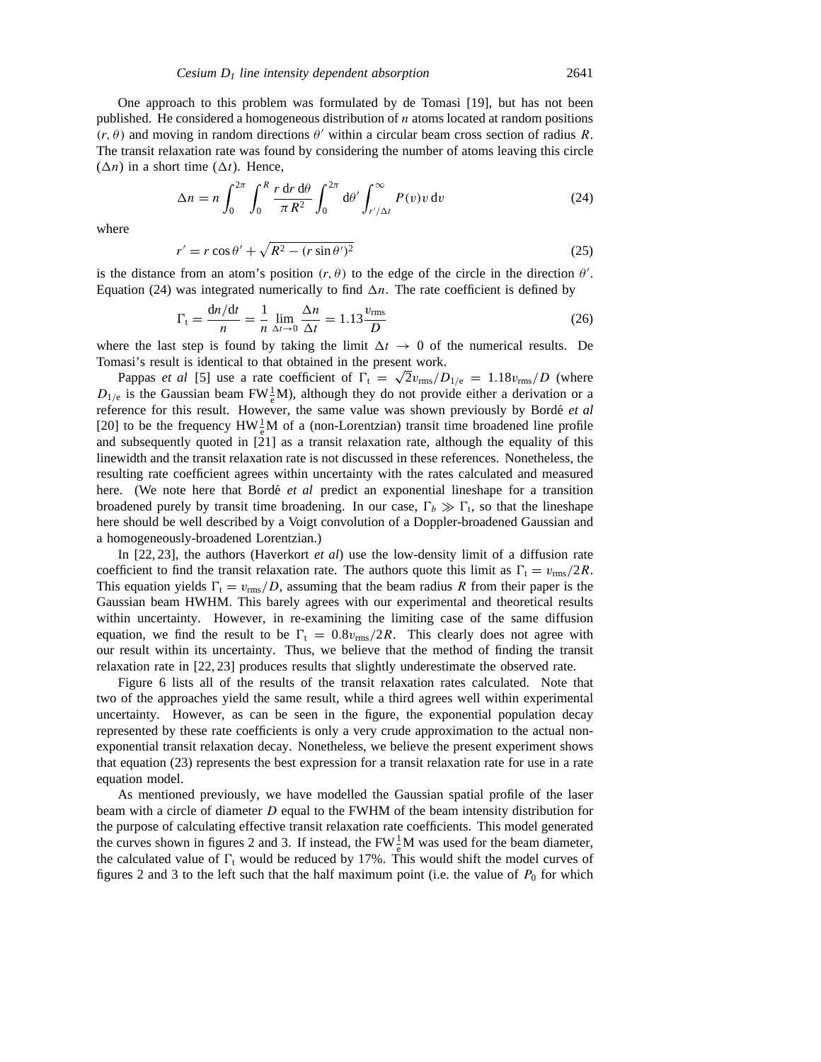One approach to this problem was formulated by de Tomasi [19], but has not been published. He considered a homogeneous distribution of $n$ atoms located at random positions $(r, \theta)$ and moving in random directions $\theta'$ within a circular beam cross section of radius $R$. The transit relaxation rate was found by considering the number of atoms leaving this circle $(\Delta n)$ in a short time $(\Delta t)$. Hence,

$$\Delta n = n \int_0^{2\pi} \int_0^R \frac{r\, \mathrm{d}r\, \mathrm{d}\theta}{\pi R^2} \int_0^{2\pi} \mathrm{d}\theta' \int_{r'/\Delta t}^{\infty} P(v) v\, \mathrm{d}v \tag{24}$$

where

$$r' = r\cos\theta' + \sqrt{R^2 - (r\sin\theta')^2} \tag{25}$$

is the distance from an atom's position $(r, \theta)$ to the edge of the circle in the direction $\theta'$. Equation (24) was integrated numerically to find $\Delta n$. The rate coefficient is defined by

$$\Gamma_{\mathrm{t}} = \frac{\mathrm{d}n/\mathrm{d}t}{n} = \frac{1}{n} \lim_{\Delta t \to 0} \frac{\Delta n}{\Delta t} = 1.13 \frac{v_{\mathrm{rms}}}{D} \tag{26}$$

where the last step is found by taking the limit $\Delta t \to 0$ of the numerical results. De Tomasi's result is identical to that obtained in the present work.

Pappas *et al* [5] use a rate coefficient of $\Gamma_{\mathrm{t}} = \sqrt{2} v_{\mathrm{rms}}/D_{1/\mathrm{e}} = 1.18 v_{\mathrm{rms}}/D$ (where $D_{1/\mathrm{e}}$ is the Gaussian beam FW$\frac{1}{\mathrm{e}}$M), although they do not provide either a derivation or a reference for this result. However, the same value was shown previously by Bordé *et al* [20] to be the frequency HW$\frac{1}{\mathrm{e}}$M of a (non-Lorentzian) transit time broadened line profile and subsequently quoted in [21] as a transit relaxation rate, although the equality of this linewidth and the transit relaxation rate is not discussed in these references. Nonetheless, the resulting rate coefficient agrees within uncertainty with the rates calculated and measured here. (We note here that Bordé *et al* predict an exponential lineshape for a transition broadened purely by transit time broadening. In our case, $\Gamma_b \gg \Gamma_{\mathrm{t}}$, so that the lineshape here should be well described by a Voigt convolution of a Doppler-broadened Gaussian and a homogeneously-broadened Lorentzian.)

In [22, 23], the authors (Haverkort *et al*) use the low-density limit of a diffusion rate coefficient to find the transit relaxation rate. The authors quote this limit as $\Gamma_{\mathrm{t}} = v_{\mathrm{rms}}/2R$. This equation yields $\Gamma_{\mathrm{t}} = v_{\mathrm{rms}}/D$, assuming that the beam radius $R$ from their paper is the Gaussian beam HWHM. This barely agrees with our experimental and theoretical results within uncertainty. However, in re-examining the limiting case of the same diffusion equation, we find the result to be $\Gamma_{\mathrm{t}} = 0.8 v_{\mathrm{rms}}/2R$. This clearly does not agree with our result within its uncertainty. Thus, we believe that the method of finding the transit relaxation rate in [22, 23] produces results that slightly underestimate the observed rate.

Figure 6 lists all of the results of the transit relaxation rates calculated. Note that two of the approaches yield the same result, while a third agrees well within experimental uncertainty. However, as can be seen in the figure, the exponential population decay represented by these rate coefficients is only a very crude approximation to the actual non-exponential transit relaxation decay. Nonetheless, we believe the present experiment shows that equation (23) represents the best expression for a transit relaxation rate for use in a rate equation model.

As mentioned previously, we have modelled the Gaussian spatial profile of the laser beam with a circle of diameter $D$ equal to the FWHM of the beam intensity distribution for the purpose of calculating effective transit relaxation rate coefficients. This model generated the curves shown in figures 2 and 3. If instead, the FW$\frac{1}{\mathrm{e}}$M was used for the beam diameter, the calculated value of $\Gamma_{\mathrm{t}}$ would be reduced by 17%. This would shift the model curves of figures 2 and 3 to the left such that the half maximum point (i.e. the value of $P_0$ for which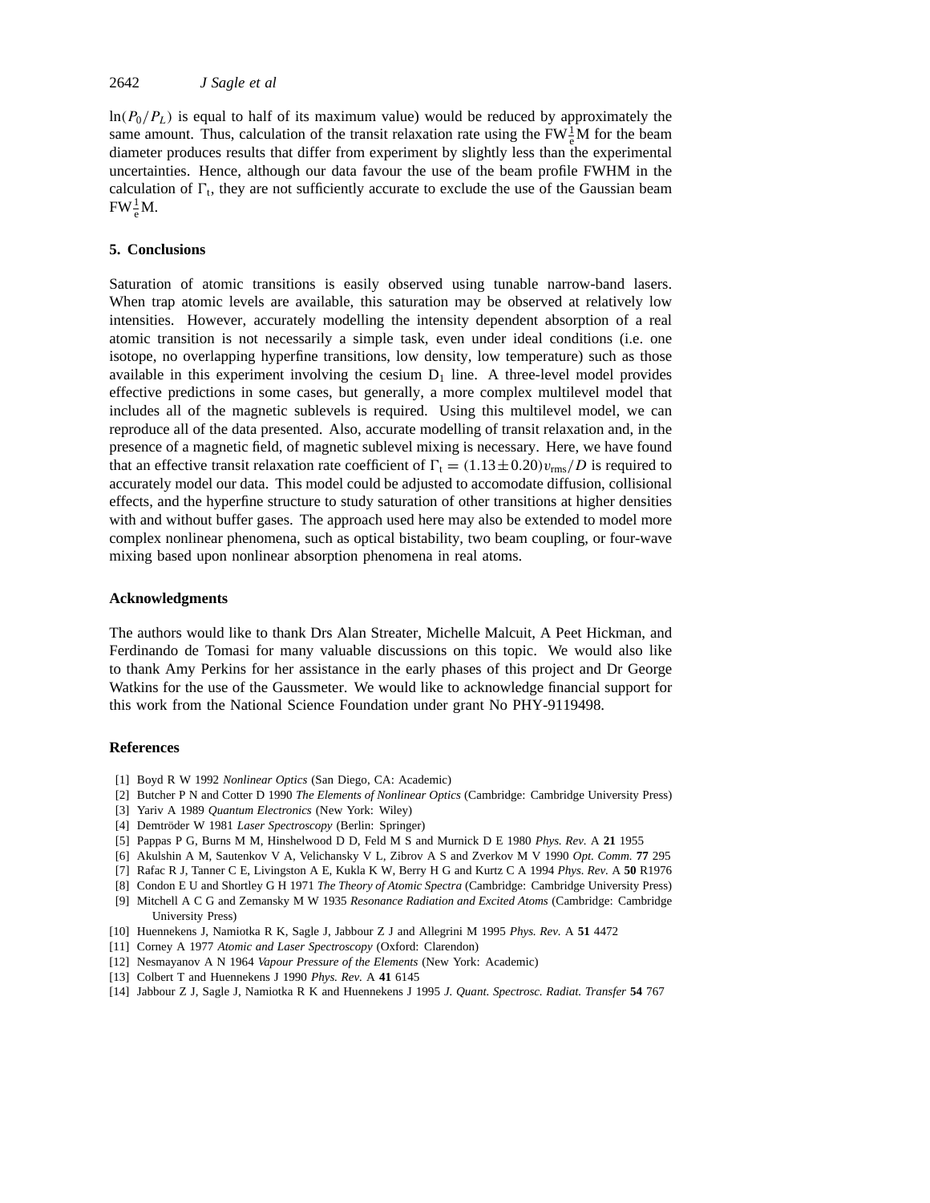$\ln(P_0/P_L)$ is equal to half of its maximum value) would be reduced by approximately the same amount. Thus, calculation of the transit relaxation rate using the FW$\frac{1}{e}$M for the beam diameter produces results that differ from experiment by slightly less than the experimental uncertainties. Hence, although our data favour the use of the beam profile FWHM in the calculation of $\Gamma_t$, they are not sufficiently accurate to exclude the use of the Gaussian beam FW$\frac{1}{e}$M.

## 5. Conclusions

Saturation of atomic transitions is easily observed using tunable narrow-band lasers. When trap atomic levels are available, this saturation may be observed at relatively low intensities. However, accurately modelling the intensity dependent absorption of a real atomic transition is not necessarily a simple task, even under ideal conditions (i.e. one isotope, no overlapping hyperfine transitions, low density, low temperature) such as those available in this experiment involving the cesium $D_1$ line. A three-level model provides effective predictions in some cases, but generally, a more complex multilevel model that includes all of the magnetic sublevels is required. Using this multilevel model, we can reproduce all of the data presented. Also, accurate modelling of transit relaxation and, in the presence of a magnetic field, of magnetic sublevel mixing is necessary. Here, we have found that an effective transit relaxation rate coefficient of $\Gamma_t = (1.13 \pm 0.20)v_{\mathrm{rms}}/D$ is required to accurately model our data. This model could be adjusted to accomodate diffusion, collisional effects, and the hyperfine structure to study saturation of other transitions at higher densities with and without buffer gases. The approach used here may also be extended to model more complex nonlinear phenomena, such as optical bistability, two beam coupling, or four-wave mixing based upon nonlinear absorption phenomena in real atoms.

## Acknowledgments

The authors would like to thank Drs Alan Streater, Michelle Malcuit, A Peet Hickman, and Ferdinando de Tomasi for many valuable discussions on this topic. We would also like to thank Amy Perkins for her assistance in the early phases of this project and Dr George Watkins for the use of the Gaussmeter. We would like to acknowledge financial support for this work from the National Science Foundation under grant No PHY-9119498.

## References

[1] Boyd R W 1992 *Nonlinear Optics* (San Diego, CA: Academic)
[2] Butcher P N and Cotter D 1990 *The Elements of Nonlinear Optics* (Cambridge: Cambridge University Press)
[3] Yariv A 1989 *Quantum Electronics* (New York: Wiley)
[4] Demtröder W 1981 *Laser Spectroscopy* (Berlin: Springer)
[5] Pappas P G, Burns M M, Hinshelwood D D, Feld M S and Murnick D E 1980 *Phys. Rev.* A **21** 1955
[6] Akulshin A M, Sautenkov V A, Velichansky V L, Zibrov A S and Zverkov M V 1990 *Opt. Comm.* **77** 295
[7] Rafac R J, Tanner C E, Livingston A E, Kukla K W, Berry H G and Kurtz C A 1994 *Phys. Rev.* A **50** R1976
[8] Condon E U and Shortley G H 1971 *The Theory of Atomic Spectra* (Cambridge: Cambridge University Press)
[9] Mitchell A C G and Zemansky M W 1935 *Resonance Radiation and Excited Atoms* (Cambridge: Cambridge University Press)
[10] Huennekens J, Namiotka R K, Sagle J, Jabbour Z J and Allegrini M 1995 *Phys. Rev.* A **51** 4472
[11] Corney A 1977 *Atomic and Laser Spectroscopy* (Oxford: Clarendon)
[12] Nesmayanov A N 1964 *Vapour Pressure of the Elements* (New York: Academic)
[13] Colbert T and Huennekens J 1990 *Phys. Rev.* A **41** 6145
[14] Jabbour Z J, Sagle J, Namiotka R K and Huennekens J 1995 *J. Quant. Spectrosc. Radiat. Transfer* **54** 767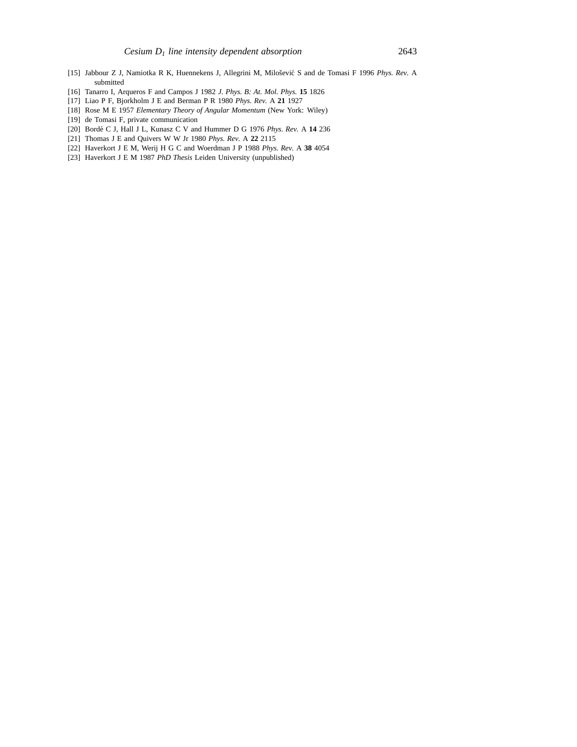[15] Jabbour Z J, Namiotka R K, Huennekens J, Allegrini M, Milošević S and de Tomasi F 1996 *Phys. Rev.* A submitted

[16] Tanarro I, Arqueros F and Campos J 1982 *J. Phys. B: At. Mol. Phys.* **15** 1826

[17] Liao P F, Bjorkholm J E and Berman P R 1980 *Phys. Rev.* A **21** 1927

[18] Rose M E 1957 *Elementary Theory of Angular Momentum* (New York: Wiley)

[19] de Tomasi F, private communication

[20] Bordé C J, Hall J L, Kunasz C V and Hummer D G 1976 *Phys. Rev.* A **14** 236

[21] Thomas J E and Quivers W W Jr 1980 *Phys. Rev.* A **22** 2115

[22] Haverkort J E M, Werij H G C and Woerdman J P 1988 *Phys. Rev.* A **38** 4054

[23] Haverkort J E M 1987 *PhD Thesis* Leiden University (unpublished)